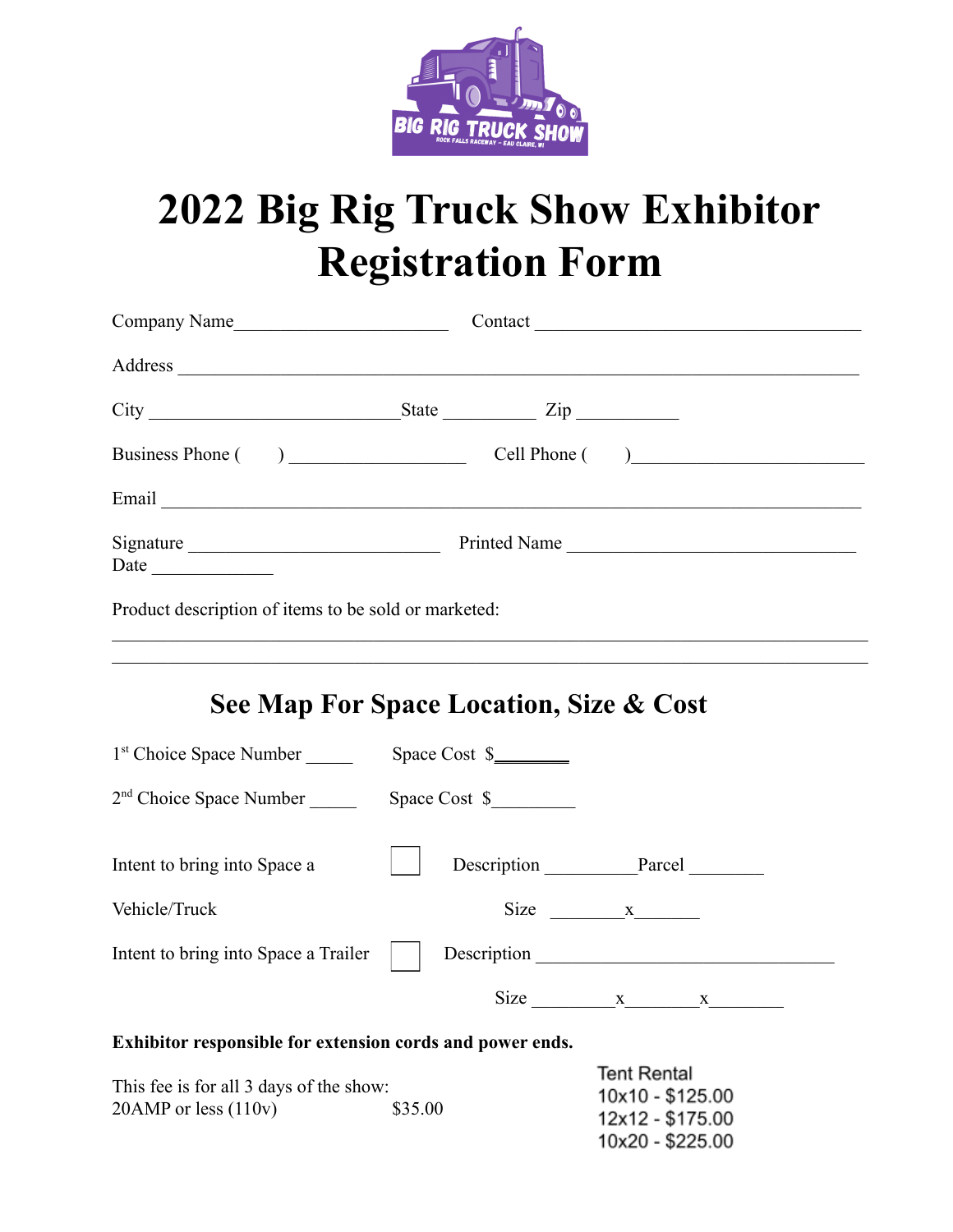# 2022 Big Rig Truck Show Exhibitor Registration Form

Company Name______________________ Contact ___________________________________

Address ___________________________________________________________________________

City ___________________________ State __________ Zip ___________

Business Phone ( ) __________________ Cell Phone ( ) ________________________

Email _____________________________________________________________________________

Signature _________________________ Printed Name _______________________________
Date _____________

Product description of items to be sold or marketed:

_____________________________________________________________________________________

_____________________________________________________________________________________

## See Map For Space Location, Size & Cost

1st Choice Space Number _____ Space Cost $________

2nd Choice Space Number _____ Space Cost $________

Intent to bring into Space a Vehicle/Truck ☐ Description __________ Parcel ________

Size ________x_______

Intent to bring into Space a Trailer ☐ Description ________________________________

Size _________x________x________

**Exhibitor responsible for extension cords and power ends.**

This fee is for all 3 days of the show:
20AMP or less (110v) $35.00

Tent Rental
10x10 - $125.00
12x12 - $175.00
10x20 - $225.00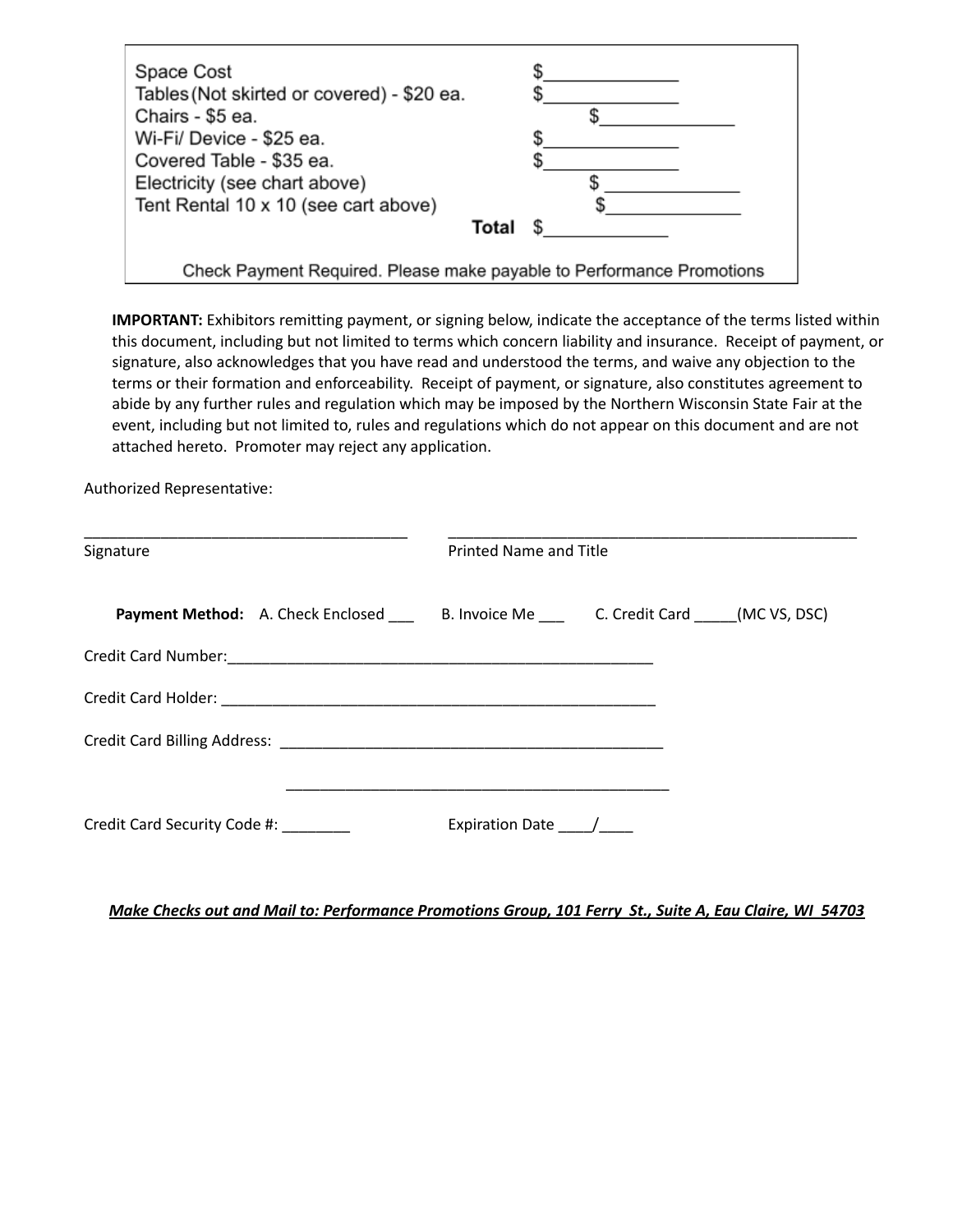| | |
|---|---|
| Space Cost | $______________ |
| Tables (Not skirted or covered) - $20 ea. | $______________ |
| Chairs - $5 ea. | $______________ |
| Wi-Fi/ Device - $25 ea. | $______________ |
| Covered Table - $35 ea. | $______________ |
| Electricity (see chart above) | $ ______________ |
| Tent Rental 10 x 10 (see cart above) | $______________ |
| **Total** | $_____________ |

Check Payment Required. Please make payable to Performance Promotions

**IMPORTANT:** Exhibitors remitting payment, or signing below, indicate the acceptance of the terms listed within this document, including but not limited to terms which concern liability and insurance. Receipt of payment, or signature, also acknowledges that you have read and understood the terms, and waive any objection to the terms or their formation and enforceability. Receipt of payment, or signature, also constitutes agreement to abide by any further rules and regulation which may be imposed by the Northern Wisconsin State Fair at the event, including but not limited to, rules and regulations which do not appear on this document and are not attached hereto. Promoter may reject any application.

Authorized Representative:

_______________________________________ ____________________________________________________

Signature Printed Name and Title

**Payment Method:** A. Check Enclosed ___ B. Invoice Me ___ C. Credit Card _____(MC VS, DSC)

Credit Card Number:_____________________________________________________

Credit Card Holder: ______________________________________________________

Credit Card Billing Address: _______________________________________________

_______________________________________________

Credit Card Security Code #: ________ Expiration Date ____/____

***Make Checks out and Mail to: Performance Promotions Group, 101 Ferry St., Suite A, Eau Claire, WI 54703***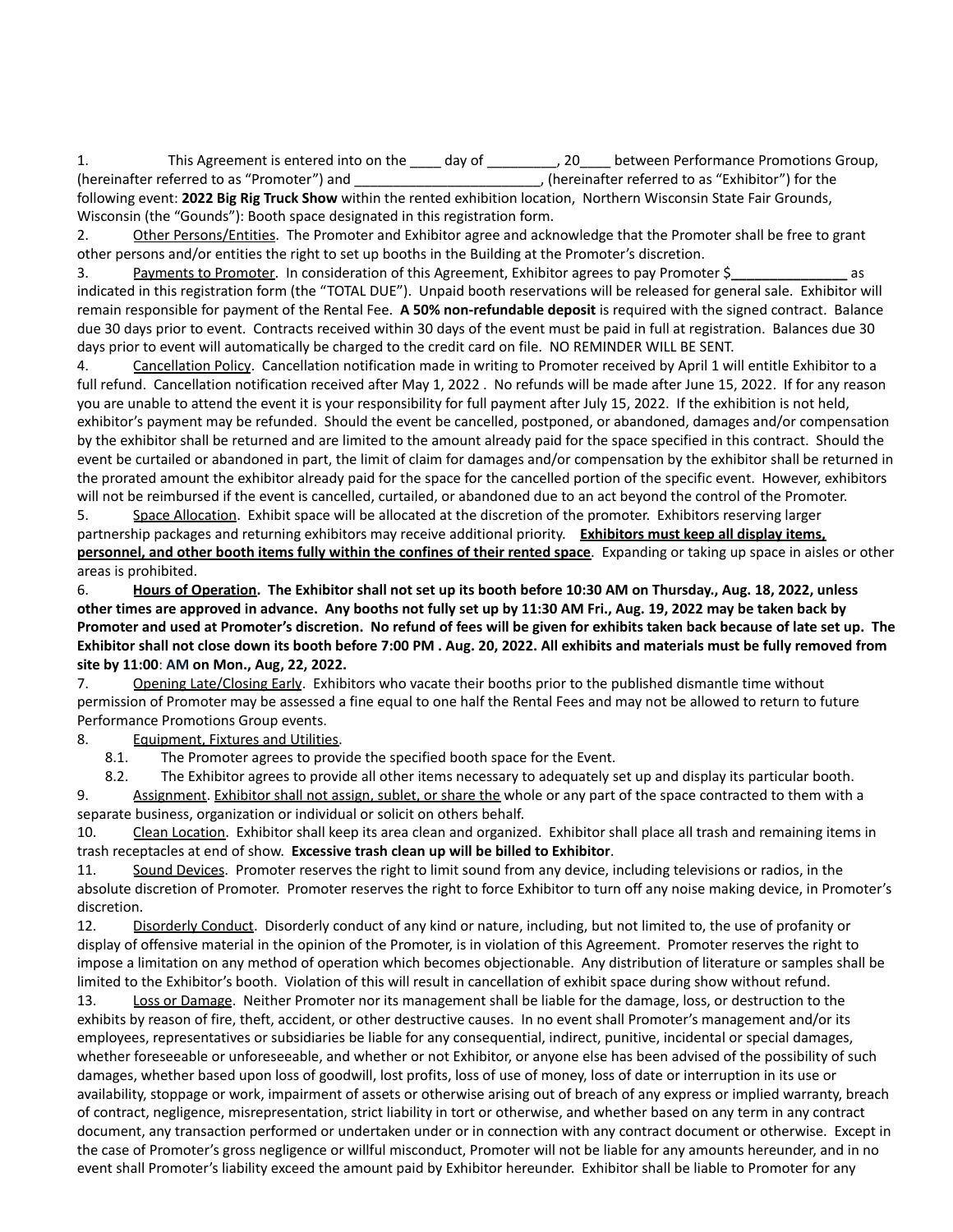1. This Agreement is entered into on the ____ day of _________, 20____ between Performance Promotions Group, (hereinafter referred to as "Promoter") and ________________________, (hereinafter referred to as "Exhibitor") for the following event: **2022 Big Rig Truck Show** within the rented exhibition location, Northern Wisconsin State Fair Grounds, Wisconsin (the "Gounds"): Booth space designated in this registration form.

2. Other Persons/Entities. The Promoter and Exhibitor agree and acknowledge that the Promoter shall be free to grant other persons and/or entities the right to set up booths in the Building at the Promoter's discretion.

3. Payments to Promoter. In consideration of this Agreement, Exhibitor agrees to pay Promoter $_______________ as indicated in this registration form (the "TOTAL DUE"). Unpaid booth reservations will be released for general sale. Exhibitor will remain responsible for payment of the Rental Fee. **A 50% non-refundable deposit** is required with the signed contract. Balance due 30 days prior to event. Contracts received within 30 days of the event must be paid in full at registration. Balances due 30 days prior to event will automatically be charged to the credit card on file. NO REMINDER WILL BE SENT.

4. Cancellation Policy. Cancellation notification made in writing to Promoter received by April 1 will entitle Exhibitor to a full refund. Cancellation notification received after May 1, 2022 . No refunds will be made after June 15, 2022. If for any reason you are unable to attend the event it is your responsibility for full payment after July 15, 2022. If the exhibition is not held, exhibitor's payment may be refunded. Should the event be cancelled, postponed, or abandoned, damages and/or compensation by the exhibitor shall be returned and are limited to the amount already paid for the space specified in this contract. Should the event be curtailed or abandoned in part, the limit of claim for damages and/or compensation by the exhibitor shall be returned in the prorated amount the exhibitor already paid for the space for the cancelled portion of the specific event. However, exhibitors will not be reimbursed if the event is cancelled, curtailed, or abandoned due to an act beyond the control of the Promoter.

5. Space Allocation. Exhibit space will be allocated at the discretion of the promoter. Exhibitors reserving larger partnership packages and returning exhibitors may receive additional priority. **Exhibitors must keep all display items, personnel, and other booth items fully within the confines of their rented space**. Expanding or taking up space in aisles or other areas is prohibited.

6. **Hours of Operation. The Exhibitor shall not set up its booth before 10:30 AM on Thursday., Aug. 18, 2022, unless other times are approved in advance. Any booths not fully set up by 11:30 AM Fri., Aug. 19, 2022 may be taken back by Promoter and used at Promoter's discretion. No refund of fees will be given for exhibits taken back because of late set up. The Exhibitor shall not close down its booth before 7:00 PM . Aug. 20, 2022. All exhibits and materials must be fully removed from site by 11:00: AM on Mon., Aug, 22, 2022.**

7. Opening Late/Closing Early. Exhibitors who vacate their booths prior to the published dismantle time without permission of Promoter may be assessed a fine equal to one half the Rental Fees and may not be allowed to return to future Performance Promotions Group events.

8. Equipment, Fixtures and Utilities.
   - 8.1. The Promoter agrees to provide the specified booth space for the Event.
   - 8.2. The Exhibitor agrees to provide all other items necessary to adequately set up and display its particular booth.

9. Assignment. Exhibitor shall not assign, sublet, or share the whole or any part of the space contracted to them with a separate business, organization or individual or solicit on others behalf.

10. Clean Location. Exhibitor shall keep its area clean and organized. Exhibitor shall place all trash and remaining items in trash receptacles at end of show. **Excessive trash clean up will be billed to Exhibitor**.

11. Sound Devices. Promoter reserves the right to limit sound from any device, including televisions or radios, in the absolute discretion of Promoter. Promoter reserves the right to force Exhibitor to turn off any noise making device, in Promoter's discretion.

12. Disorderly Conduct. Disorderly conduct of any kind or nature, including, but not limited to, the use of profanity or display of offensive material in the opinion of the Promoter, is in violation of this Agreement. Promoter reserves the right to impose a limitation on any method of operation which becomes objectionable. Any distribution of literature or samples shall be limited to the Exhibitor's booth. Violation of this will result in cancellation of exhibit space during show without refund.

13. Loss or Damage. Neither Promoter nor its management shall be liable for the damage, loss, or destruction to the exhibits by reason of fire, theft, accident, or other destructive causes. In no event shall Promoter's management and/or its employees, representatives or subsidiaries be liable for any consequential, indirect, punitive, incidental or special damages, whether foreseeable or unforeseeable, and whether or not Exhibitor, or anyone else has been advised of the possibility of such damages, whether based upon loss of goodwill, lost profits, loss of use of money, loss of date or interruption in its use or availability, stoppage or work, impairment of assets or otherwise arising out of breach of any express or implied warranty, breach of contract, negligence, misrepresentation, strict liability in tort or otherwise, and whether based on any term in any contract document, any transaction performed or undertaken under or in connection with any contract document or otherwise. Except in the case of Promoter's gross negligence or willful misconduct, Promoter will not be liable for any amounts hereunder, and in no event shall Promoter's liability exceed the amount paid by Exhibitor hereunder. Exhibitor shall be liable to Promoter for any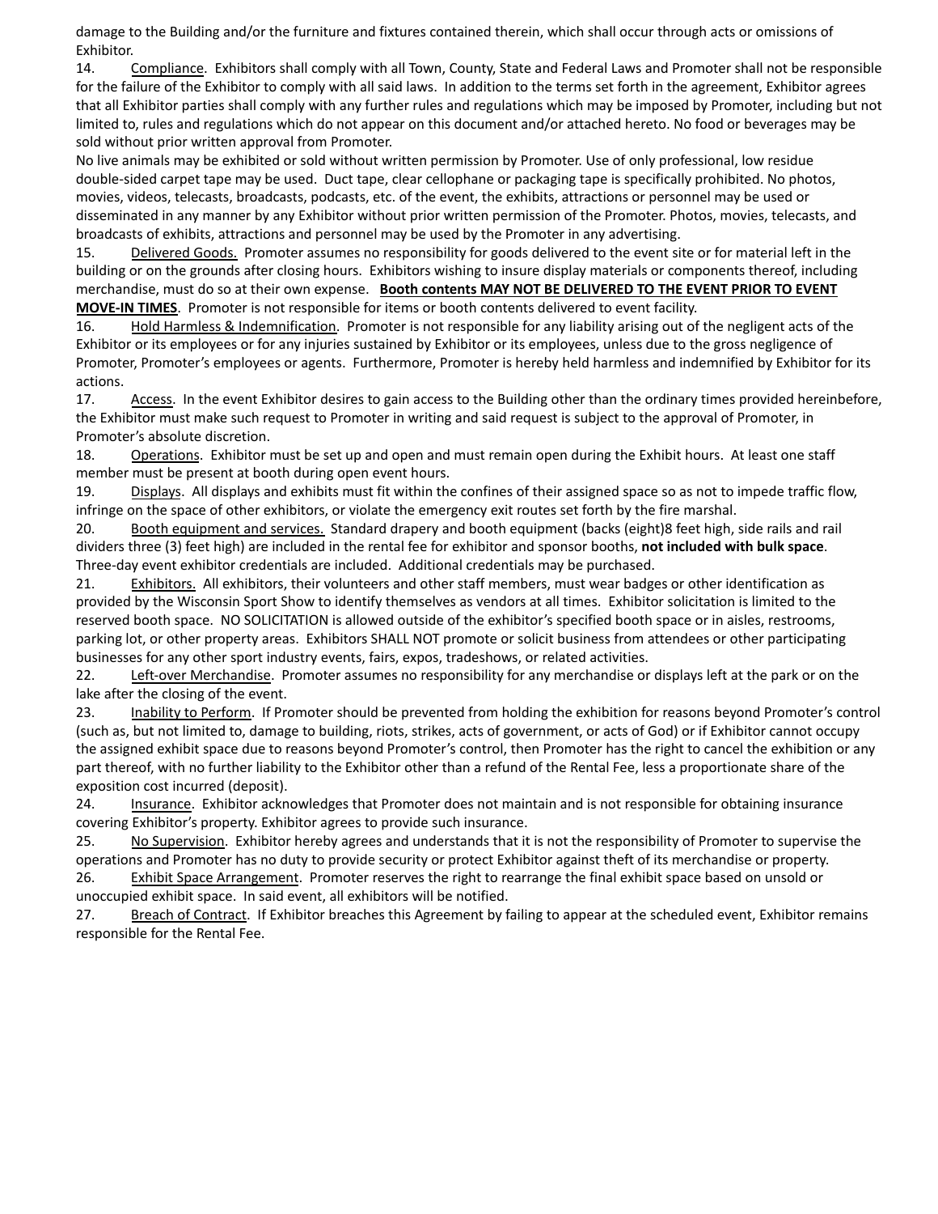damage to the Building and/or the furniture and fixtures contained therein, which shall occur through acts or omissions of Exhibitor.

14. Compliance. Exhibitors shall comply with all Town, County, State and Federal Laws and Promoter shall not be responsible for the failure of the Exhibitor to comply with all said laws. In addition to the terms set forth in the agreement, Exhibitor agrees that all Exhibitor parties shall comply with any further rules and regulations which may be imposed by Promoter, including but not limited to, rules and regulations which do not appear on this document and/or attached hereto. No food or beverages may be sold without prior written approval from Promoter.

No live animals may be exhibited or sold without written permission by Promoter. Use of only professional, low residue double-sided carpet tape may be used. Duct tape, clear cellophane or packaging tape is specifically prohibited. No photos, movies, videos, telecasts, broadcasts, podcasts, etc. of the event, the exhibits, attractions or personnel may be used or disseminated in any manner by any Exhibitor without prior written permission of the Promoter. Photos, movies, telecasts, and broadcasts of exhibits, attractions and personnel may be used by the Promoter in any advertising.

15. Delivered Goods. Promoter assumes no responsibility for goods delivered to the event site or for material left in the building or on the grounds after closing hours. Exhibitors wishing to insure display materials or components thereof, including merchandise, must do so at their own expense. **Booth contents MAY NOT BE DELIVERED TO THE EVENT PRIOR TO EVENT MOVE-IN TIMES**. Promoter is not responsible for items or booth contents delivered to event facility.

16. Hold Harmless & Indemnification. Promoter is not responsible for any liability arising out of the negligent acts of the Exhibitor or its employees or for any injuries sustained by Exhibitor or its employees, unless due to the gross negligence of Promoter, Promoter's employees or agents. Furthermore, Promoter is hereby held harmless and indemnified by Exhibitor for its actions.

17. Access. In the event Exhibitor desires to gain access to the Building other than the ordinary times provided hereinbefore, the Exhibitor must make such request to Promoter in writing and said request is subject to the approval of Promoter, in Promoter's absolute discretion.

18. Operations. Exhibitor must be set up and open and must remain open during the Exhibit hours. At least one staff member must be present at booth during open event hours.

19. Displays. All displays and exhibits must fit within the confines of their assigned space so as not to impede traffic flow, infringe on the space of other exhibitors, or violate the emergency exit routes set forth by the fire marshal.

20. Booth equipment and services. Standard drapery and booth equipment (backs (eight)8 feet high, side rails and rail dividers three (3) feet high) are included in the rental fee for exhibitor and sponsor booths, **not included with bulk space**. Three-day event exhibitor credentials are included. Additional credentials may be purchased.

21. Exhibitors. All exhibitors, their volunteers and other staff members, must wear badges or other identification as provided by the Wisconsin Sport Show to identify themselves as vendors at all times. Exhibitor solicitation is limited to the reserved booth space. NO SOLICITATION is allowed outside of the exhibitor's specified booth space or in aisles, restrooms, parking lot, or other property areas. Exhibitors SHALL NOT promote or solicit business from attendees or other participating businesses for any other sport industry events, fairs, expos, tradeshows, or related activities.

22. Left-over Merchandise. Promoter assumes no responsibility for any merchandise or displays left at the park or on the lake after the closing of the event.

23. Inability to Perform. If Promoter should be prevented from holding the exhibition for reasons beyond Promoter's control (such as, but not limited to, damage to building, riots, strikes, acts of government, or acts of God) or if Exhibitor cannot occupy the assigned exhibit space due to reasons beyond Promoter's control, then Promoter has the right to cancel the exhibition or any part thereof, with no further liability to the Exhibitor other than a refund of the Rental Fee, less a proportionate share of the exposition cost incurred (deposit).

24. Insurance. Exhibitor acknowledges that Promoter does not maintain and is not responsible for obtaining insurance covering Exhibitor's property. Exhibitor agrees to provide such insurance.

25. No Supervision. Exhibitor hereby agrees and understands that it is not the responsibility of Promoter to supervise the operations and Promoter has no duty to provide security or protect Exhibitor against theft of its merchandise or property.

26. Exhibit Space Arrangement. Promoter reserves the right to rearrange the final exhibit space based on unsold or unoccupied exhibit space. In said event, all exhibitors will be notified.

27. Breach of Contract. If Exhibitor breaches this Agreement by failing to appear at the scheduled event, Exhibitor remains responsible for the Rental Fee.